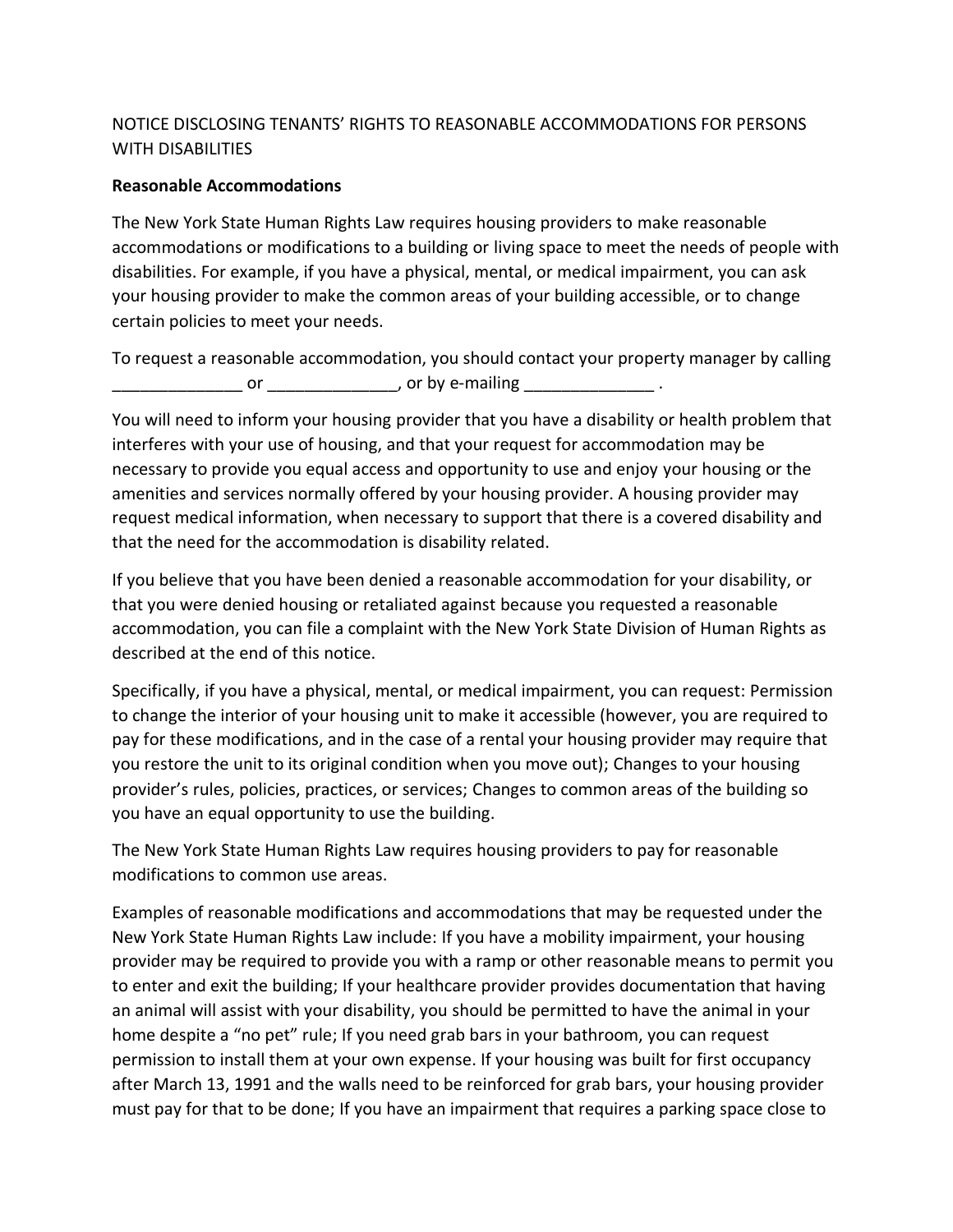# NOTICE DISCLOSING TENANTS' RIGHTS TO REASONABLE ACCOMMODATIONS FOR PERSONS WITH DISABILITIES

**Reasonable Accommodations**

The New York State Human Rights Law requires housing providers to make reasonable accommodations or modifications to a building or living space to meet the needs of people with disabilities. For example, if you have a physical, mental, or medical impairment, you can ask your housing provider to make the common areas of your building accessible, or to change certain policies to meet your needs.

To request a reasonable accommodation, you should contact your property manager by calling ______________ or ______________, or by e-mailing ______________ .

You will need to inform your housing provider that you have a disability or health problem that interferes with your use of housing, and that your request for accommodation may be necessary to provide you equal access and opportunity to use and enjoy your housing or the amenities and services normally offered by your housing provider. A housing provider may request medical information, when necessary to support that there is a covered disability and that the need for the accommodation is disability related.

If you believe that you have been denied a reasonable accommodation for your disability, or that you were denied housing or retaliated against because you requested a reasonable accommodation, you can file a complaint with the New York State Division of Human Rights as described at the end of this notice.

Specifically, if you have a physical, mental, or medical impairment, you can request: Permission to change the interior of your housing unit to make it accessible (however, you are required to pay for these modifications, and in the case of a rental your housing provider may require that you restore the unit to its original condition when you move out); Changes to your housing provider's rules, policies, practices, or services; Changes to common areas of the building so you have an equal opportunity to use the building.

The New York State Human Rights Law requires housing providers to pay for reasonable modifications to common use areas.

Examples of reasonable modifications and accommodations that may be requested under the New York State Human Rights Law include: If you have a mobility impairment, your housing provider may be required to provide you with a ramp or other reasonable means to permit you to enter and exit the building; If your healthcare provider provides documentation that having an animal will assist with your disability, you should be permitted to have the animal in your home despite a "no pet" rule; If you need grab bars in your bathroom, you can request permission to install them at your own expense. If your housing was built for first occupancy after March 13, 1991 and the walls need to be reinforced for grab bars, your housing provider must pay for that to be done; If you have an impairment that requires a parking space close to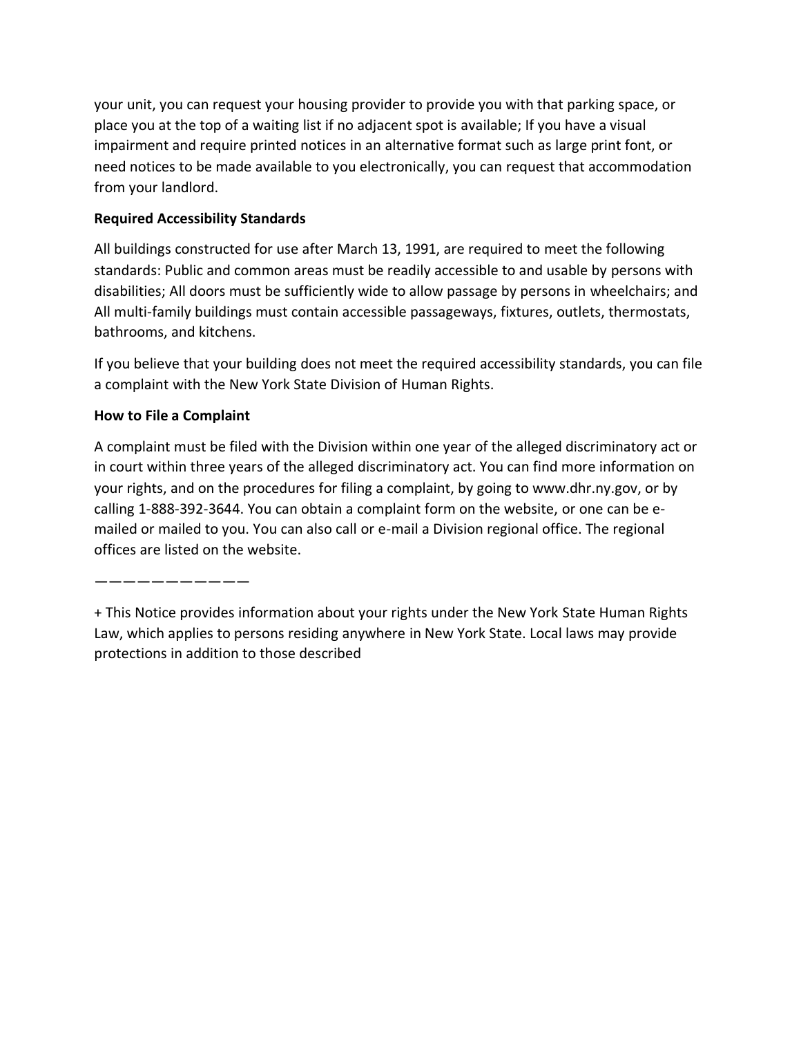your unit, you can request your housing provider to provide you with that parking space, or place you at the top of a waiting list if no adjacent spot is available; If you have a visual impairment and require printed notices in an alternative format such as large print font, or need notices to be made available to you electronically, you can request that accommodation from your landlord.

**Required Accessibility Standards**

All buildings constructed for use after March 13, 1991, are required to meet the following standards: Public and common areas must be readily accessible to and usable by persons with disabilities; All doors must be sufficiently wide to allow passage by persons in wheelchairs; and All multi-family buildings must contain accessible passageways, fixtures, outlets, thermostats, bathrooms, and kitchens.

If you believe that your building does not meet the required accessibility standards, you can file a complaint with the New York State Division of Human Rights.

**How to File a Complaint**

A complaint must be filed with the Division within one year of the alleged discriminatory act or in court within three years of the alleged discriminatory act. You can find more information on your rights, and on the procedures for filing a complaint, by going to www.dhr.ny.gov, or by calling 1-888-392-3644. You can obtain a complaint form on the website, or one can be e-mailed or mailed to you. You can also call or e-mail a Division regional office. The regional offices are listed on the website.

———————————

+ This Notice provides information about your rights under the New York State Human Rights Law, which applies to persons residing anywhere in New York State. Local laws may provide protections in addition to those described